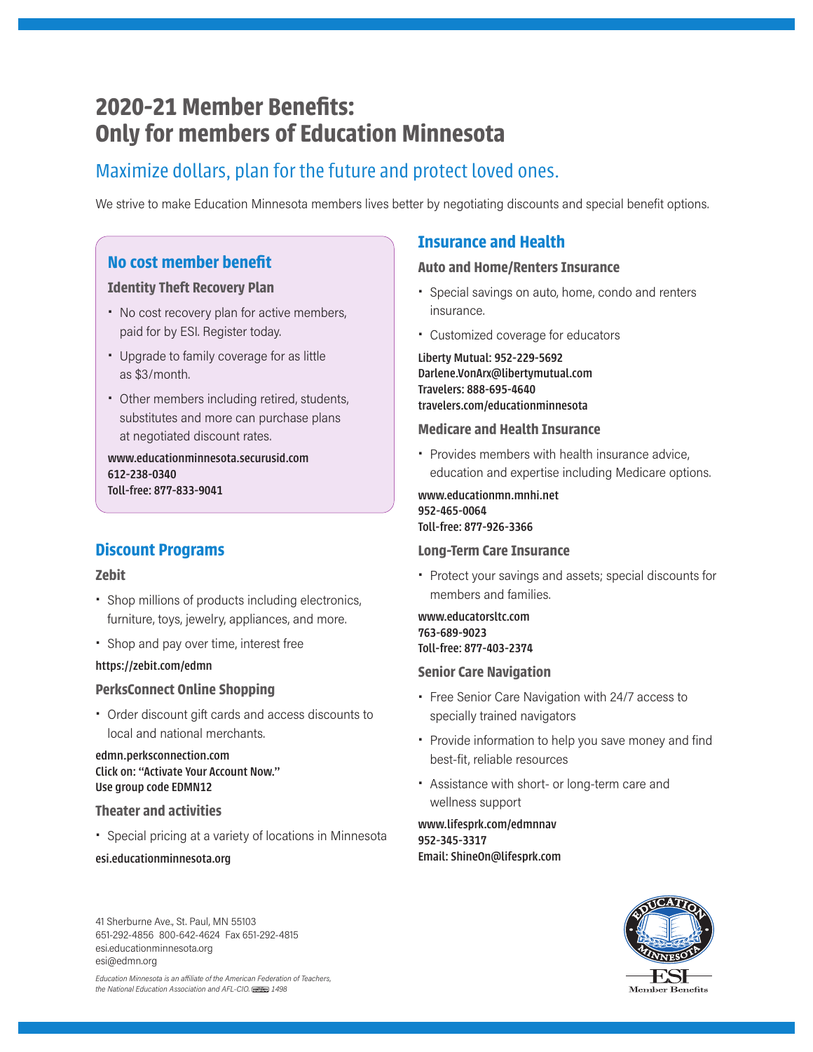# 2020-21 Member Benefits: Only for members of Education Minnesota

## Maximize dollars, plan for the future and protect loved ones.

We strive to make Education Minnesota members lives better by negotiating discounts and special benefit options.

## No cost member benefit

### Identity Theft Recovery Plan

- No cost recovery plan for active members, paid for by ESI. Register today.
- Upgrade to family coverage for as little as $3/month.
- Other members including retired, students, substitutes and more can purchase plans at negotiated discount rates.

**www.educationminnesota.securusid.com**
**612-238-0340**
**Toll-free: 877-833-9041**

## Discount Programs

### Zebit

- Shop millions of products including electronics, furniture, toys, jewelry, appliances, and more.
- Shop and pay over time, interest free

**https://zebit.com/edmn**

### PerksConnect Online Shopping

- Order discount gift cards and access discounts to local and national merchants.

**edmn.perksconnection.com**
**Click on: "Activate Your Account Now."**
**Use group code EDMN12**

### Theater and activities

- Special pricing at a variety of locations in Minnesota

**esi.educationminnesota.org**

## Insurance and Health

### Auto and Home/Renters Insurance

- Special savings on auto, home, condo and renters insurance.
- Customized coverage for educators

**Liberty Mutual: 952-229-5692**
**Darlene.VonArx@libertymutual.com**
**Travelers: 888-695-4640**
**travelers.com/educationminnesota**

### Medicare and Health Insurance

- Provides members with health insurance advice, education and expertise including Medicare options.

**www.educationmn.mnhi.net**
**952-465-0064**
**Toll-free: 877-926-3366**

### Long-Term Care Insurance

- Protect your savings and assets; special discounts for members and families.

**www.educatorsltc.com**
**763-689-9023**
**Toll-free: 877-403-2374**

### Senior Care Navigation

- Free Senior Care Navigation with 24/7 access to specially trained navigators
- Provide information to help you save money and find best-fit, reliable resources
- Assistance with short- or long-term care and wellness support

**www.lifesprk.com/edmnnav**
**952-345-3317**
**Email: ShineOn@lifesprk.com**

41 Sherburne Ave., St. Paul, MN 55103
651-292-4856 800-642-4624 Fax 651-292-4815
esi.educationminnesota.org
esi@edmn.org

*Education Minnesota is an affiliate of the American Federation of Teachers, the National Education Association and AFL-CIO. 1498*

ESI Member Benefits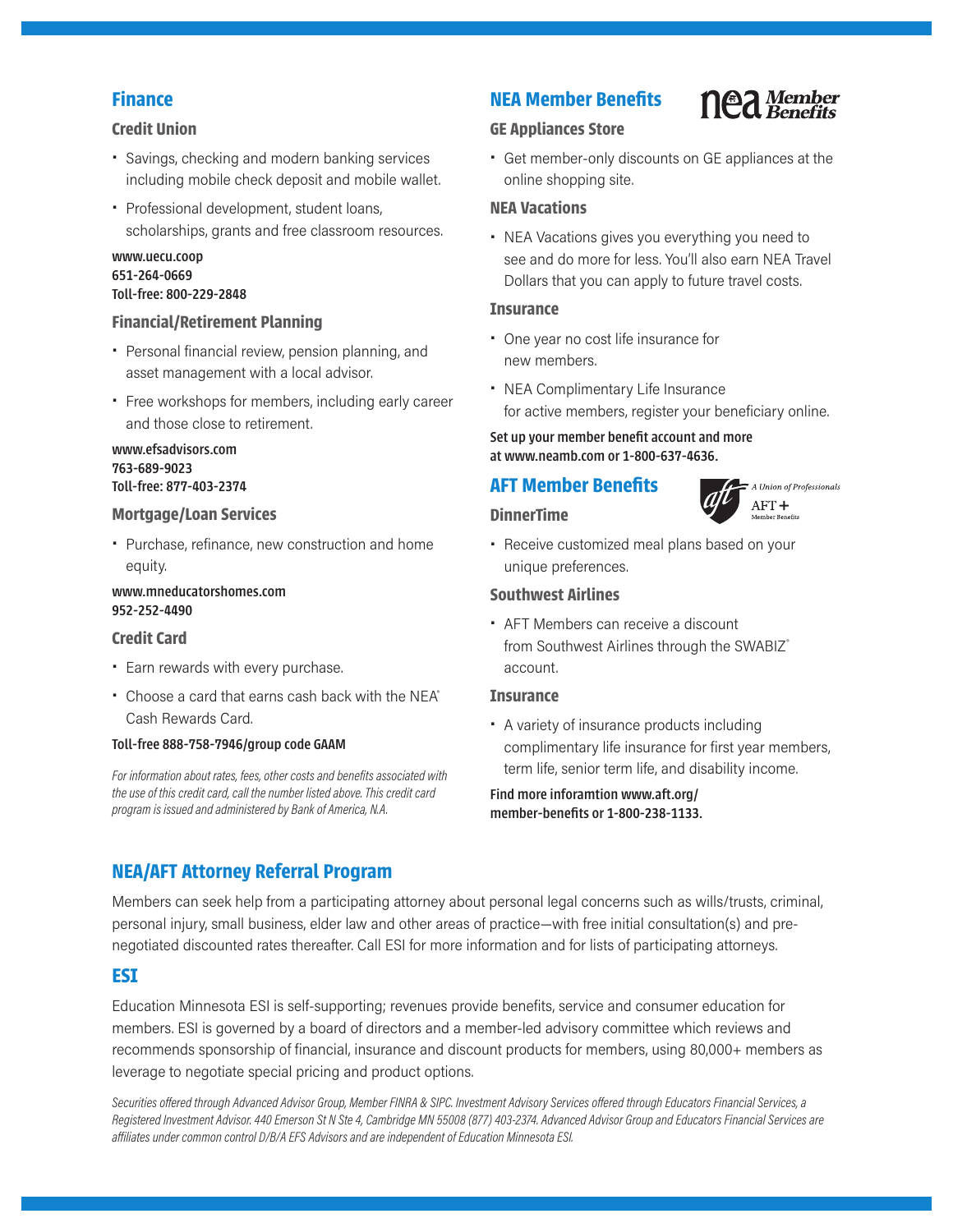## Finance

### Credit Union

- Savings, checking and modern banking services including mobile check deposit and mobile wallet.
- Professional development, student loans, scholarships, grants and free classroom resources.

**www.uecu.coop**
**651-264-0669**
**Toll-free: 800-229-2848**

### Financial/Retirement Planning

- Personal financial review, pension planning, and asset management with a local advisor.
- Free workshops for members, including early career and those close to retirement.

**www.efsadvisors.com**
**763-689-9023**
**Toll-free: 877-403-2374**

### Mortgage/Loan Services

- Purchase, refinance, new construction and home equity.

**www.mneducatorshomes.com**
**952-252-4490**

### Credit Card

- Earn rewards with every purchase.
- Choose a card that earns cash back with the NEA® Cash Rewards Card.

**Toll-free 888-758-7946/group code GAAM**

*For information about rates, fees, other costs and benefits associated with the use of this credit card, call the number listed above. This credit card program is issued and administered by Bank of America, N.A.*

## NEA Member Benefits

nea Member Benefits

### GE Appliances Store

- Get member-only discounts on GE appliances at the online shopping site.

### NEA Vacations

- NEA Vacations gives you everything you need to see and do more for less. You'll also earn NEA Travel Dollars that you can apply to future travel costs.

### Insurance

- One year no cost life insurance for new members.
- NEA Complimentary Life Insurance for active members, register your beneficiary online.

**Set up your member benefit account and more at www.neamb.com or 1-800-637-4636.**

## AFT Member Benefits

aft A Union of Professionals AFT + Member Benefits

### DinnerTime

- Receive customized meal plans based on your unique preferences.

### Southwest Airlines

- AFT Members can receive a discount from Southwest Airlines through the SWABIZ® account.

### Insurance

- A variety of insurance products including complimentary life insurance for first year members, term life, senior term life, and disability income.

**Find more inforamtion www.aft.org/ member-benefits or 1-800-238-1133.**

## NEA/AFT Attorney Referral Program

Members can seek help from a participating attorney about personal legal concerns such as wills/trusts, criminal, personal injury, small business, elder law and other areas of practice—with free initial consultation(s) and pre-negotiated discounted rates thereafter. Call ESI for more information and for lists of participating attorneys.

## ESI

Education Minnesota ESI is self-supporting; revenues provide benefits, service and consumer education for members. ESI is governed by a board of directors and a member-led advisory committee which reviews and recommends sponsorship of financial, insurance and discount products for members, using 80,000+ members as leverage to negotiate special pricing and product options.

*Securities offered through Advanced Advisor Group, Member FINRA & SIPC. Investment Advisory Services offered through Educators Financial Services, a Registered Investment Advisor. 440 Emerson St N Ste 4, Cambridge MN 55008 (877) 403-2374. Advanced Advisor Group and Educators Financial Services are affiliates under common control D/B/A EFS Advisors and are independent of Education Minnesota ESI.*